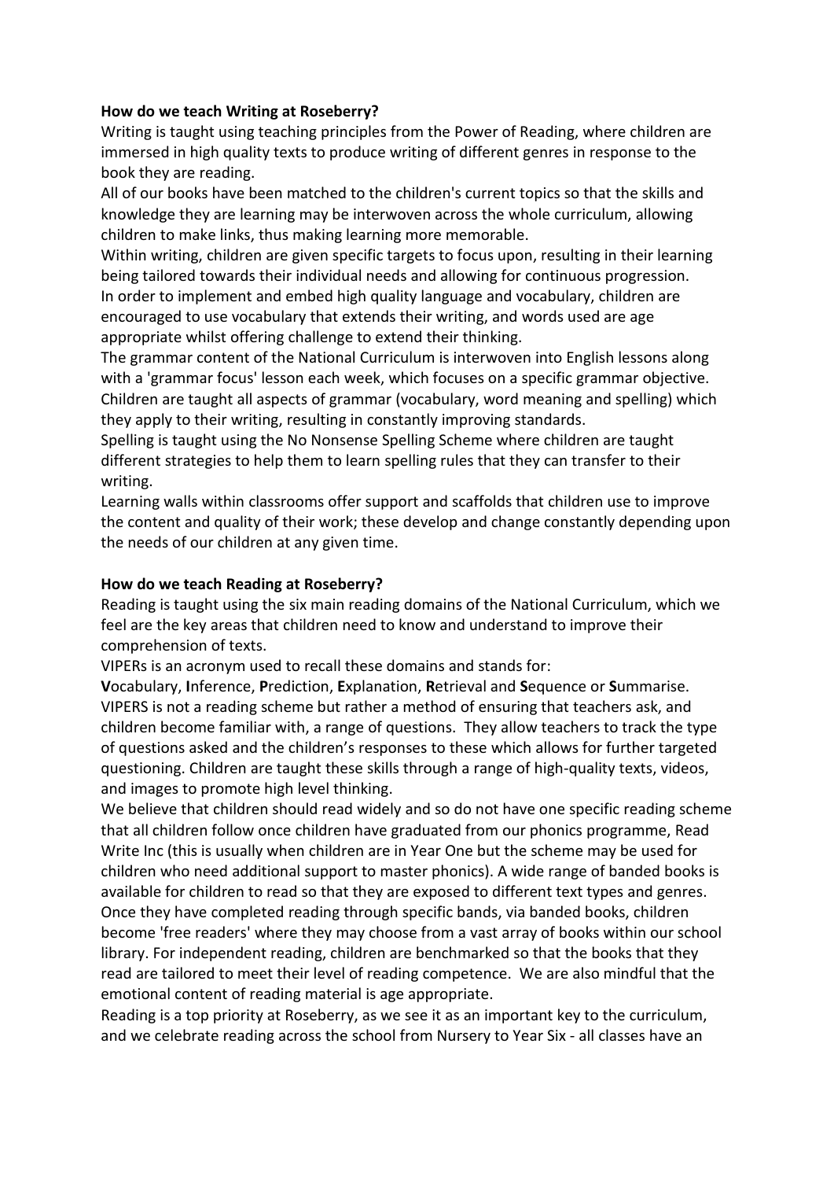**How do we teach Writing at Roseberry?**

Writing is taught using teaching principles from the Power of Reading, where children are immersed in high quality texts to produce writing of different genres in response to the book they are reading.

All of our books have been matched to the children's current topics so that the skills and knowledge they are learning may be interwoven across the whole curriculum, allowing children to make links, thus making learning more memorable.

Within writing, children are given specific targets to focus upon, resulting in their learning being tailored towards their individual needs and allowing for continuous progression.

In order to implement and embed high quality language and vocabulary, children are encouraged to use vocabulary that extends their writing, and words used are age appropriate whilst offering challenge to extend their thinking.

The grammar content of the National Curriculum is interwoven into English lessons along with a 'grammar focus' lesson each week, which focuses on a specific grammar objective. Children are taught all aspects of grammar (vocabulary, word meaning and spelling) which they apply to their writing, resulting in constantly improving standards.

Spelling is taught using the No Nonsense Spelling Scheme where children are taught different strategies to help them to learn spelling rules that they can transfer to their writing.

Learning walls within classrooms offer support and scaffolds that children use to improve the content and quality of their work; these develop and change constantly depending upon the needs of our children at any given time.

**How do we teach Reading at Roseberry?**

Reading is taught using the six main reading domains of the National Curriculum, which we feel are the key areas that children need to know and understand to improve their comprehension of texts.

VIPERs is an acronym used to recall these domains and stands for:

**V**ocabulary, **I**nference, **P**rediction, **E**xplanation, **R**etrieval and **S**equence or **S**ummarise.

VIPERS is not a reading scheme but rather a method of ensuring that teachers ask, and children become familiar with, a range of questions. They allow teachers to track the type of questions asked and the children's responses to these which allows for further targeted questioning. Children are taught these skills through a range of high-quality texts, videos, and images to promote high level thinking.

We believe that children should read widely and so do not have one specific reading scheme that all children follow once children have graduated from our phonics programme, Read Write Inc (this is usually when children are in Year One but the scheme may be used for children who need additional support to master phonics). A wide range of banded books is available for children to read so that they are exposed to different text types and genres. Once they have completed reading through specific bands, via banded books, children become 'free readers' where they may choose from a vast array of books within our school library. For independent reading, children are benchmarked so that the books that they read are tailored to meet their level of reading competence. We are also mindful that the emotional content of reading material is age appropriate.

Reading is a top priority at Roseberry, as we see it as an important key to the curriculum, and we celebrate reading across the school from Nursery to Year Six - all classes have an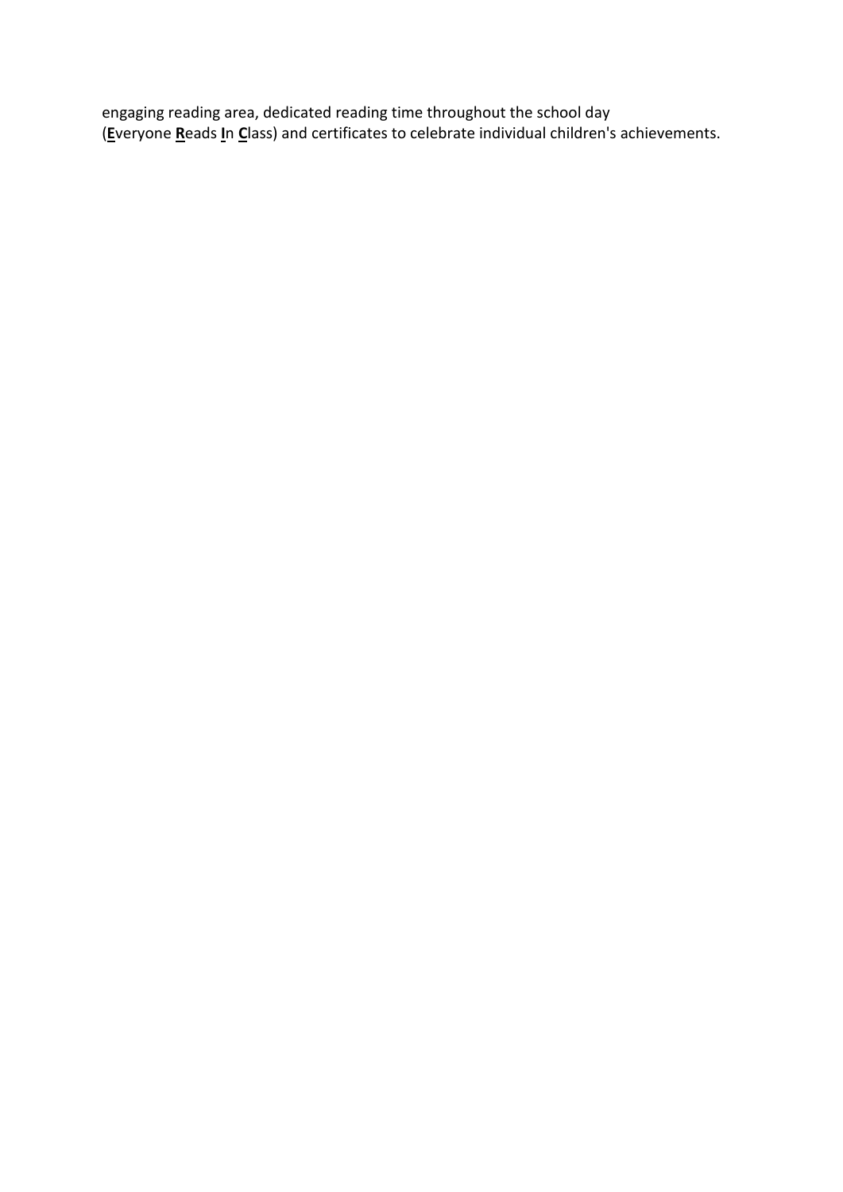engaging reading area, dedicated reading time throughout the school day (**E**veryone **R**eads **I**n **C**lass) and certificates to celebrate individual children's achievements.